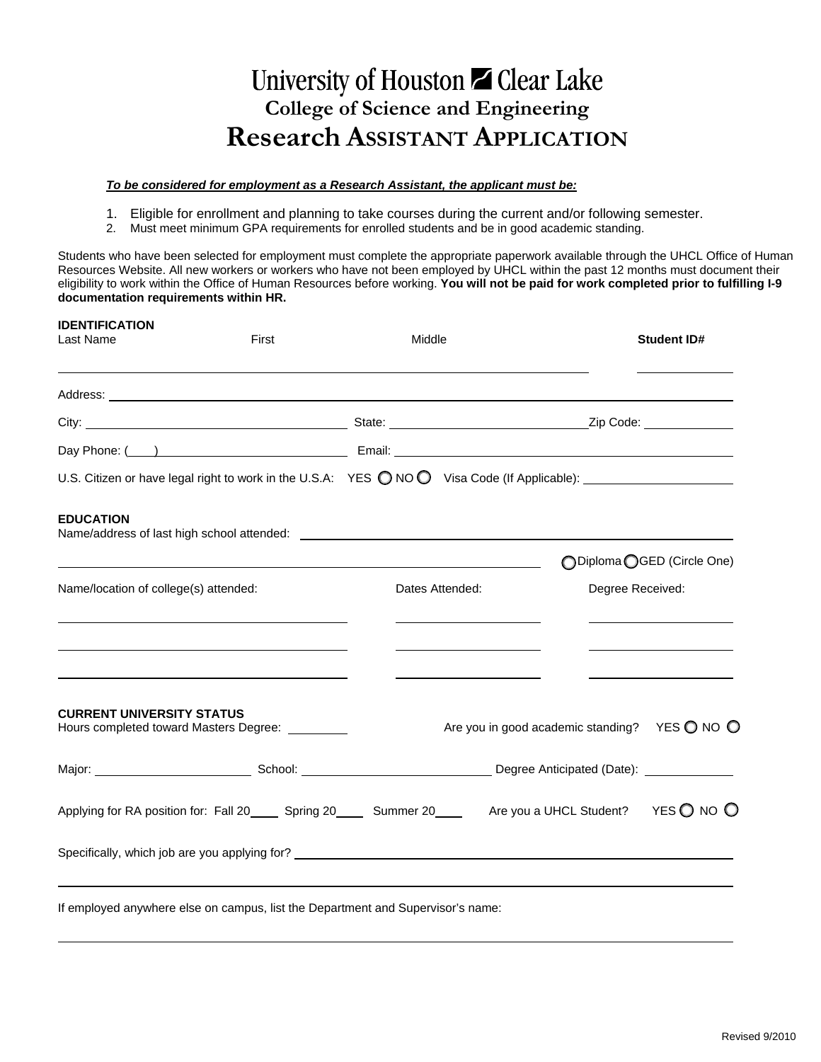# University of Houston ◩ Clear Lake

## College of Science and Engineering

# Research ASSISTANT APPLICATION

***To be considered for employment as a Research Assistant, the applicant must be:***

1. Eligible for enrollment and planning to take courses during the current and/or following semester.
2. Must meet minimum GPA requirements for enrolled students and be in good academic standing.

Students who have been selected for employment must complete the appropriate paperwork available through the UHCL Office of Human Resources Website. All new workers or workers who have not been employed by UHCL within the past 12 months must document their eligibility to work within the Office of Human Resources before working. **You will not be paid for work completed prior to fulfilling I-9 documentation requirements within HR.**

**IDENTIFICATION**

Last Name First Middle **Student ID#**

______________________________________________ ____________

Address: ______________________________________________

City: ____________________ State: ____________________ Zip Code: ____________

Day Phone: (___) ____________________ Email: ____________________

U.S. Citizen or have legal right to work in the U.S.A: YES ○ NO ○ Visa Code (If Applicable): ____________

**EDUCATION**

Name/address of last high school attended: ______________________________________________

______________________________________________ ○Diploma ○GED (Circle One)

| Name/location of college(s) attended: | Dates Attended: | Degree Received: |
|---|---|---|
| | | |
| | | |
| | | |

**CURRENT UNIVERSITY STATUS**

Hours completed toward Masters Degree: ________ Are you in good academic standing? YES ○ NO ○

Major: ____________ School: ____________ Degree Anticipated (Date): ____________

Applying for RA position for: Fall 20____ Spring 20____ Summer 20____ Are you a UHCL Student? YES ○ NO ○

Specifically, which job are you applying for? ______________________________________________

______________________________________________

If employed anywhere else on campus, list the Department and Supervisor's name:

______________________________________________

Revised 9/2010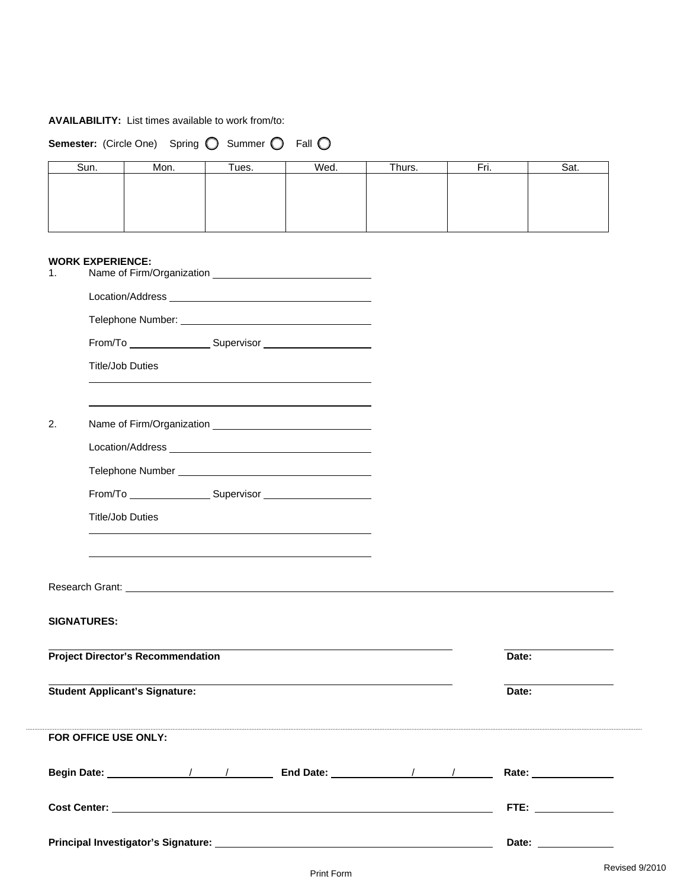**AVAILABILITY:** List times available to work from/to:

**Semester:** (Circle One) Spring ◯ Summer ◯ Fall ◯

| Sun. | Mon. | Tues. | Wed. | Thurs. | Fri. | Sat. |
|---|---|---|---|---|---|---|
| | | | | | | |

**WORK EXPERIENCE:**

1. Name of Firm/Organization ______________________

   Location/Address ______________________

   Telephone Number: ______________________

   From/To ____________ Supervisor ______________

   Title/Job Duties

   ______________________

   ______________________

2. Name of Firm/Organization ______________________

   Location/Address ______________________

   Telephone Number ______________________

   From/To ____________ Supervisor ______________

   Title/Job Duties

   ______________________

   ______________________

Research Grant: ______________________

**SIGNATURES:**

______________________ ______________

**Project Director's Recommendation** **Date:**

______________________ ______________

**Student Applicant's Signature:** **Date:**

**FOR OFFICE USE ONLY:**

**Begin Date:** ______ / ____ / ______ **End Date:** ______ / ____ / ______ **Rate:** ____________

**Cost Center:** ______________________ **FTE:** ____________

**Principal Investigator's Signature:** ______________________ **Date:** ____________

Print Form

Revised 9/2010